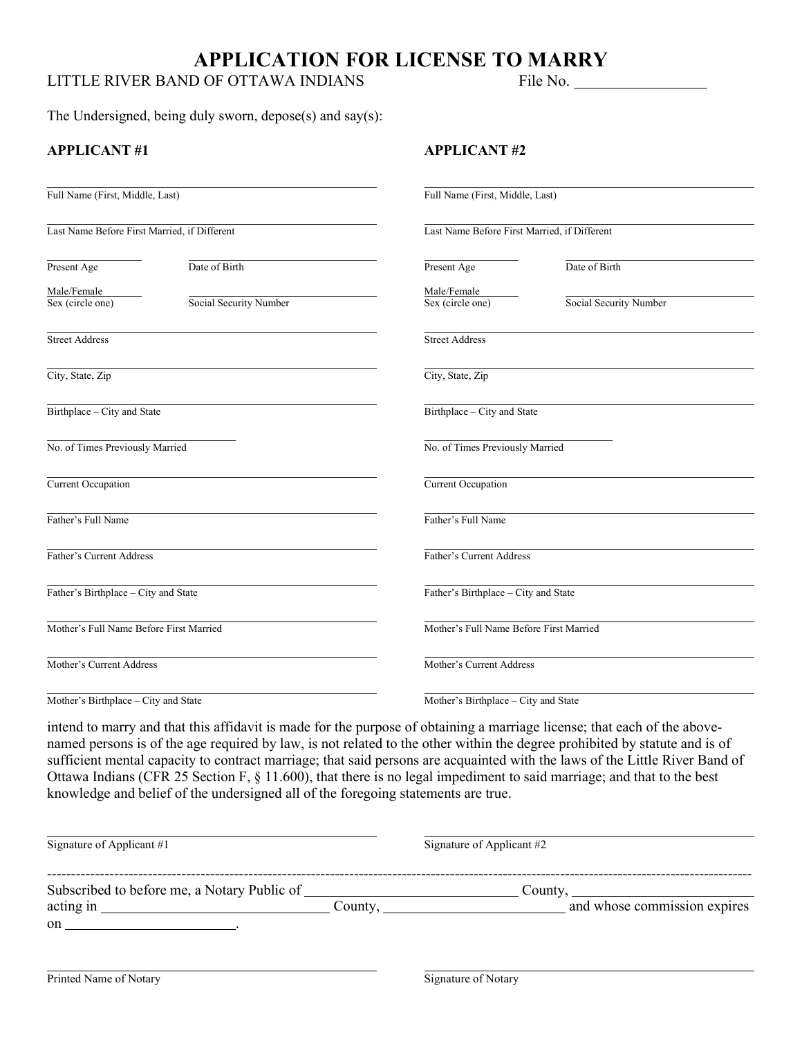# APPLICATION FOR LICENSE TO MARRY

LITTLE RIVER BAND OF OTTAWA INDIANS File No. ________________

The Undersigned, being duly sworn, depose(s) and say(s):

**APPLICANT #1**

______________________________
Full Name (First, Middle, Last)

______________________________
Last Name Before First Married, if Different

__________ ______________________
Present Age Date of Birth

Male/Female ______________________
Sex (circle one) Social Security Number

______________________________
Street Address

______________________________
City, State, Zip

______________________________
Birthplace – City and State

______________________________
No. of Times Previously Married

______________________________
Current Occupation

______________________________
Father's Full Name

______________________________
Father's Current Address

______________________________
Father's Birthplace – City and State

______________________________
Mother's Full Name Before First Married

______________________________
Mother's Current Address

______________________________
Mother's Birthplace – City and State

**APPLICANT #2**

______________________________
Full Name (First, Middle, Last)

______________________________
Last Name Before First Married, if Different

__________ ______________________
Present Age Date of Birth

Male/Female ______________________
Sex (circle one) Social Security Number

______________________________
Street Address

______________________________
City, State, Zip

______________________________
Birthplace – City and State

______________________________
No. of Times Previously Married

______________________________
Current Occupation

______________________________
Father's Full Name

______________________________
Father's Current Address

______________________________
Father's Birthplace – City and State

______________________________
Mother's Full Name Before First Married

______________________________
Mother's Current Address

______________________________
Mother's Birthplace – City and State

intend to marry and that this affidavit is made for the purpose of obtaining a marriage license; that each of the above-named persons is of the age required by law, is not related to the other within the degree prohibited by statute and is of sufficient mental capacity to contract marriage; that said persons are acquainted with the laws of the Little River Band of Ottawa Indians (CFR 25 Section F, § 11.600), that there is no legal impediment to said marriage; and that to the best knowledge and belief of the undersigned all of the foregoing statements are true.

______________________________ ______________________________
Signature of Applicant #1 Signature of Applicant #2

---

Subscribed to before me, a Notary Public of ______________________ County, ______________________ acting in ______________________ County, ______________________ and whose commission expires on ______________________.

______________________________ ______________________________
Printed Name of Notary Signature of Notary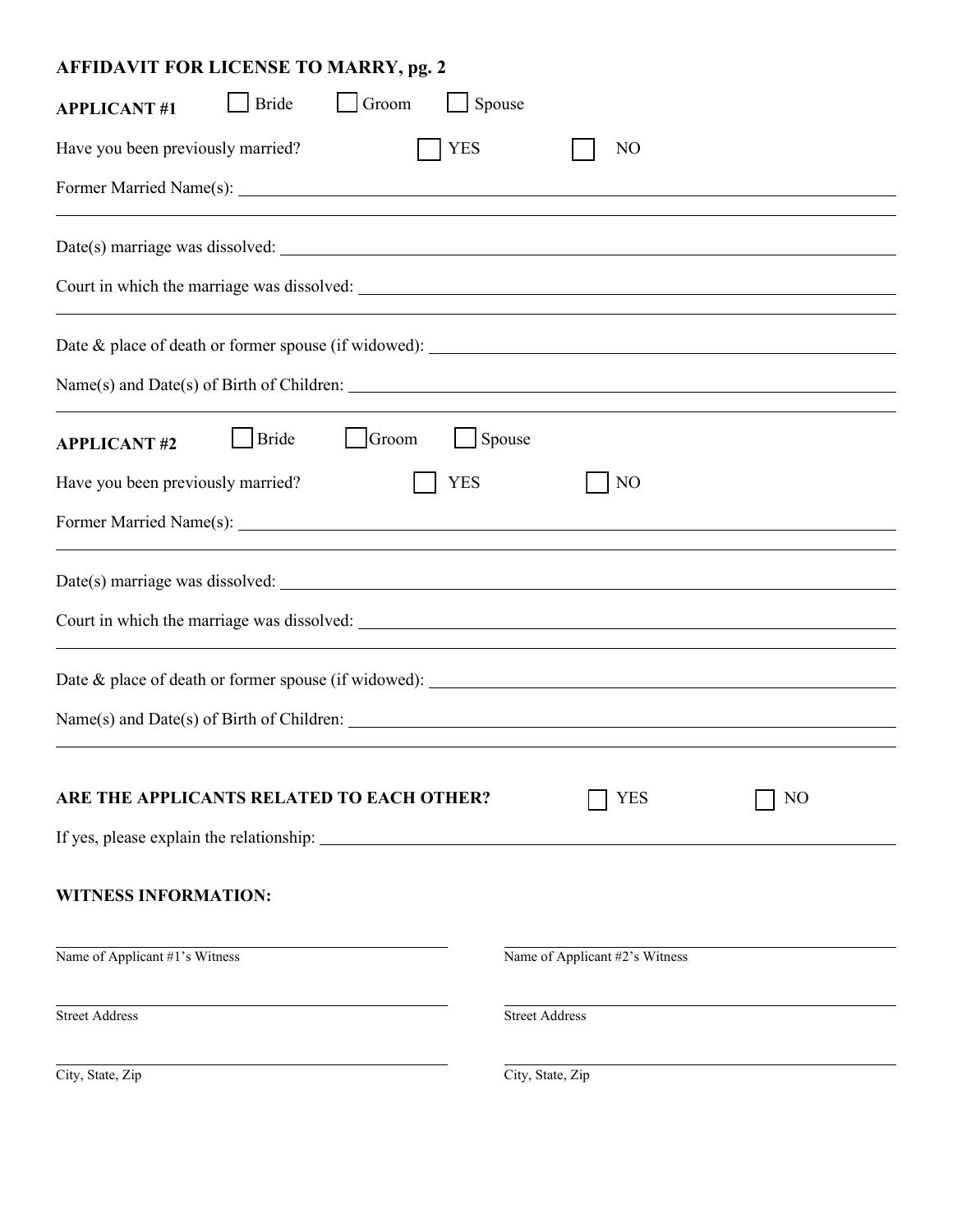## AFFIDAVIT FOR LICENSE TO MARRY, pg. 2

**APPLICANT #1** ☐ Bride ☐ Groom ☐ Spouse

Have you been previously married? ☐ YES ☐ NO

Former Married Name(s): ______________________________

______________________________

Date(s) marriage was dissolved: ______________________________

Court in which the marriage was dissolved: ______________________________

______________________________

Date & place of death or former spouse (if widowed): ______________________________

Name(s) and Date(s) of Birth of Children: ______________________________

______________________________

**APPLICANT #2** ☐ Bride ☐ Groom ☐ Spouse

Have you been previously married? ☐ YES ☐ NO

Former Married Name(s): ______________________________

______________________________

Date(s) marriage was dissolved: ______________________________

Court in which the marriage was dissolved: ______________________________

______________________________

Date & place of death or former spouse (if widowed): ______________________________

Name(s) and Date(s) of Birth of Children: ______________________________

______________________________

**ARE THE APPLICANTS RELATED TO EACH OTHER?** ☐ YES ☐ NO

If yes, please explain the relationship: ______________________________

**WITNESS INFORMATION:**

| | |
|---|---|
| ______________________________ | ______________________________ |
| Name of Applicant #1's Witness | Name of Applicant #2's Witness |
| ______________________________ | ______________________________ |
| Street Address | Street Address |
| ______________________________ | ______________________________ |
| City, State, Zip | City, State, Zip |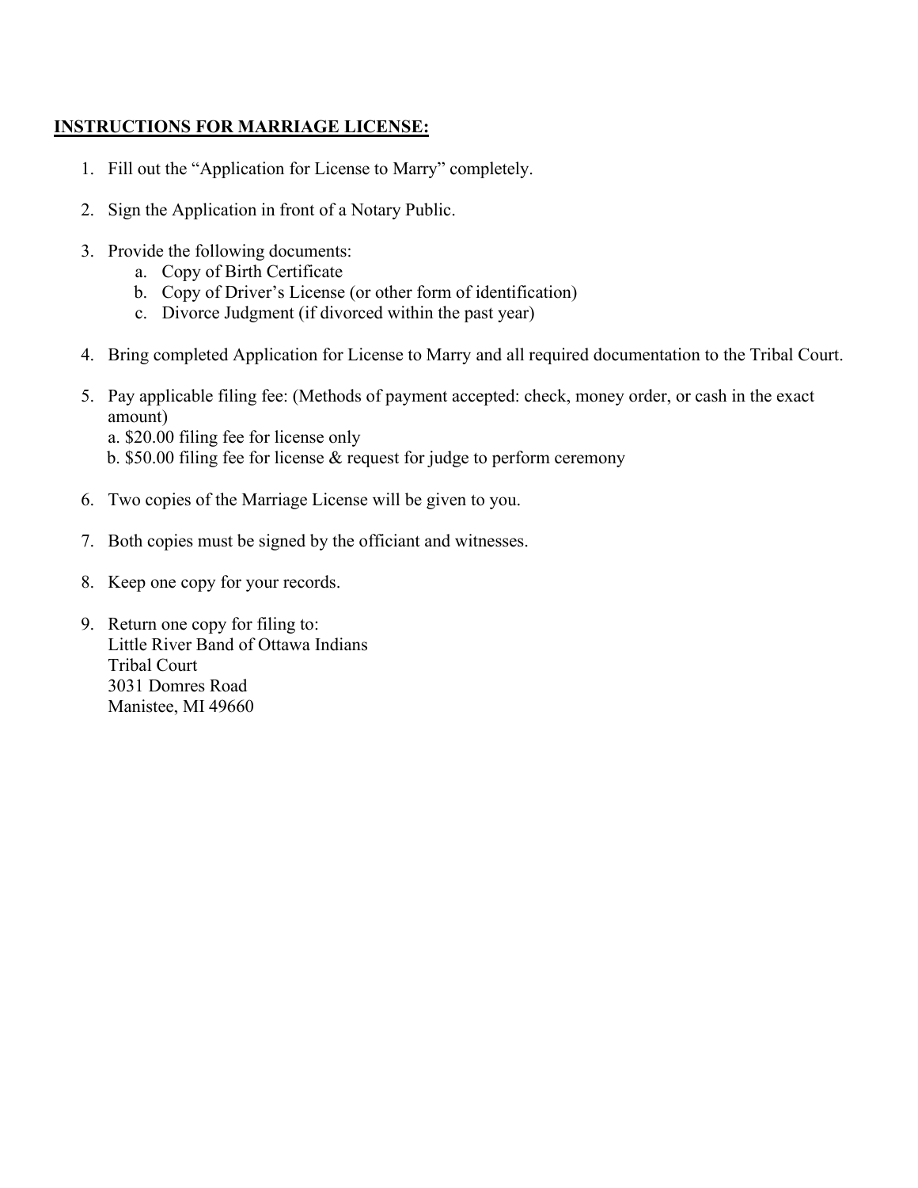**INSTRUCTIONS FOR MARRIAGE LICENSE:**

1. Fill out the "Application for License to Marry" completely.

2. Sign the Application in front of a Notary Public.

3. Provide the following documents:
   a. Copy of Birth Certificate
   b. Copy of Driver's License (or other form of identification)
   c. Divorce Judgment (if divorced within the past year)

4. Bring completed Application for License to Marry and all required documentation to the Tribal Court.

5. Pay applicable filing fee: (Methods of payment accepted: check, money order, or cash in the exact amount)
   a. $20.00 filing fee for license only
   b. $50.00 filing fee for license & request for judge to perform ceremony

6. Two copies of the Marriage License will be given to you.

7. Both copies must be signed by the officiant and witnesses.

8. Keep one copy for your records.

9. Return one copy for filing to:
   Little River Band of Ottawa Indians
   Tribal Court
   3031 Domres Road
   Manistee, MI 49660